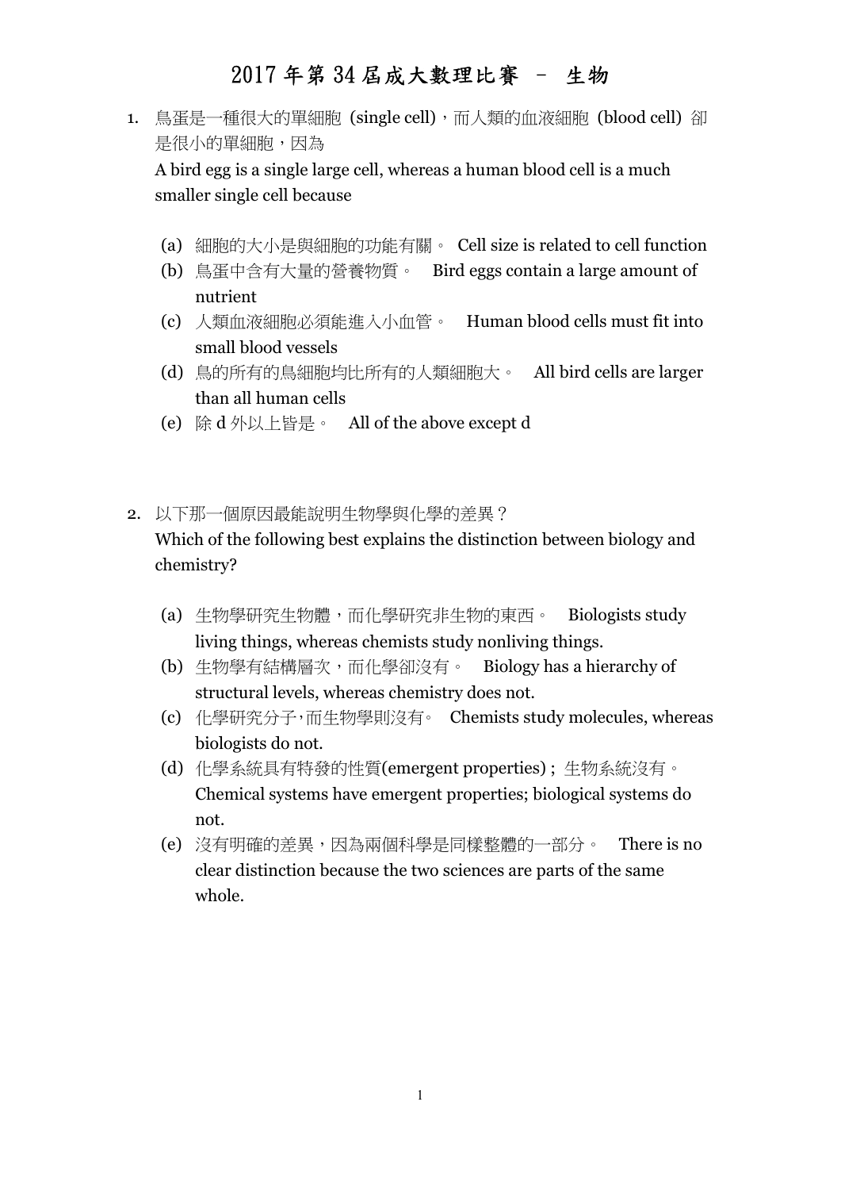# 2017 年第 34 屆成大數理比賽 – 生物

1. 鳥蛋是一種很大的單細胞 (single cell)，而人類的血液細胞 (blood cell) 卻是很小的單細胞，因為
   A bird egg is a single large cell, whereas a human blood cell is a much smaller single cell because

   (a) 細胞的大小是與細胞的功能有關。 Cell size is related to cell function
   (b) 鳥蛋中含有大量的營養物質。 Bird eggs contain a large amount of nutrient
   (c) 人類血液細胞必須能進入小血管。 Human blood cells must fit into small blood vessels
   (d) 鳥的所有的鳥細胞均比所有的人類細胞大。 All bird cells are larger than all human cells
   (e) 除 d 外以上皆是。 All of the above except d

2. 以下那一個原因最能說明生物學與化學的差異？
   Which of the following best explains the distinction between biology and chemistry?

   (a) 生物學研究生物體，而化學研究非生物的東西。 Biologists study living things, whereas chemists study nonliving things.
   (b) 生物學有結構層次，而化學卻沒有。 Biology has a hierarchy of structural levels, whereas chemistry does not.
   (c) 化學研究分子，而生物學則沒有。 Chemists study molecules, whereas biologists do not.
   (d) 化學系統具有特發的性質(emergent properties)；生物系統沒有。 Chemical systems have emergent properties; biological systems do not.
   (e) 沒有明確的差異，因為兩個科學是同樣整體的一部分。 There is no clear distinction because the two sciences are parts of the same whole.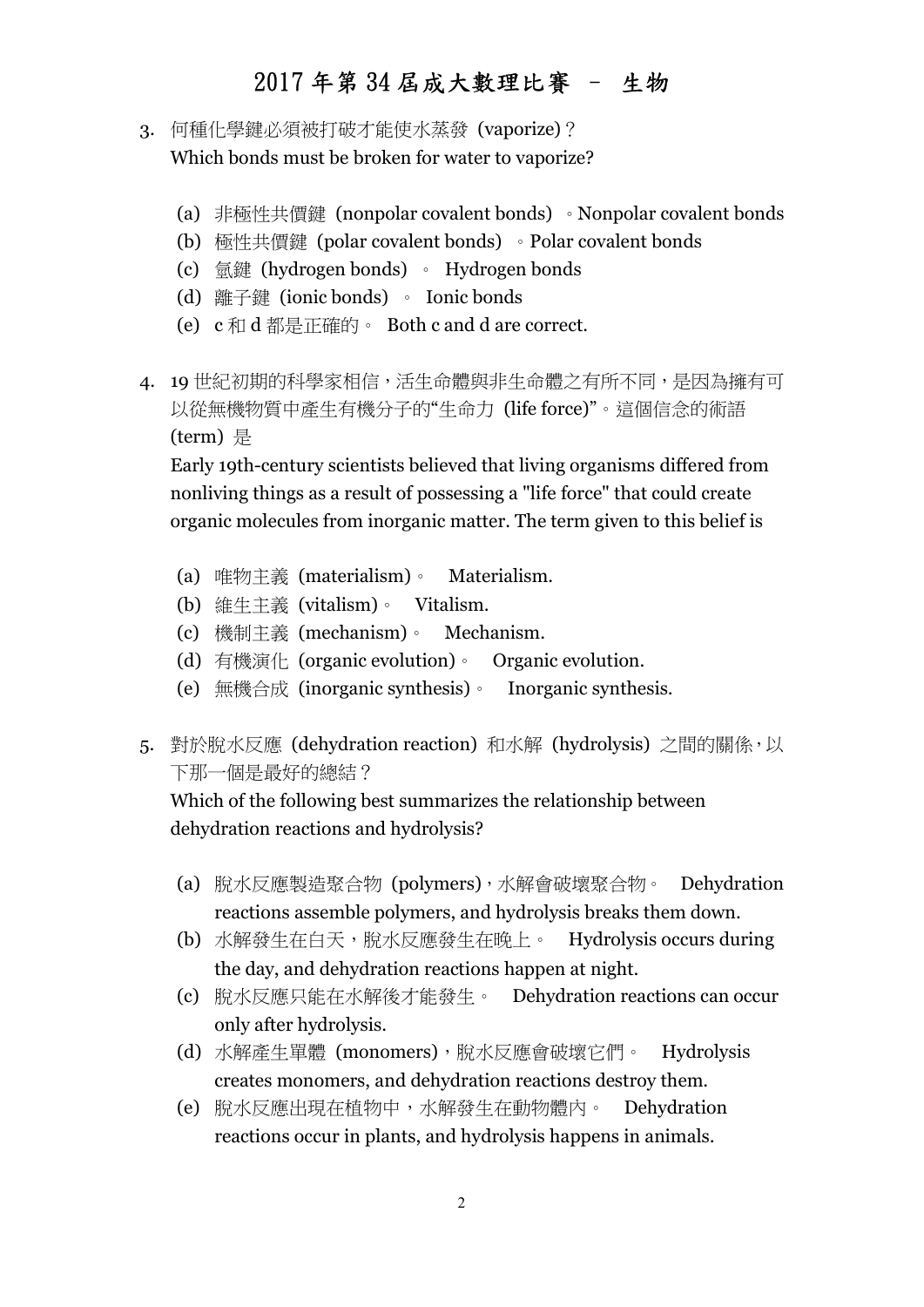3. 何種化學鍵必須被打破才能使水蒸發 (vaporize)？
   Which bonds must be broken for water to vaporize?

   (a) 非極性共價鍵 (nonpolar covalent bonds) 。Nonpolar covalent bonds
   (b) 極性共價鍵 (polar covalent bonds) 。Polar covalent bonds
   (c) 氫鍵 (hydrogen bonds) 。 Hydrogen bonds
   (d) 離子鍵 (ionic bonds) 。 Ionic bonds
   (e) c 和 d 都是正確的。 Both c and d are correct.

4. 19 世紀初期的科學家相信，活生命體與非生命體之有所不同，是因為擁有可以從無機物質中產生有機分子的"生命力 (life force)"。這個信念的術語 (term) 是
   Early 19th-century scientists believed that living organisms differed from nonliving things as a result of possessing a "life force" that could create organic molecules from inorganic matter. The term given to this belief is

   (a) 唯物主義 (materialism)。 Materialism.
   (b) 維生主義 (vitalism)。 Vitalism.
   (c) 機制主義 (mechanism)。 Mechanism.
   (d) 有機演化 (organic evolution)。 Organic evolution.
   (e) 無機合成 (inorganic synthesis)。 Inorganic synthesis.

5. 對於脫水反應 (dehydration reaction) 和水解 (hydrolysis) 之間的關係，以下那一個是最好的總結？
   Which of the following best summarizes the relationship between dehydration reactions and hydrolysis?

   (a) 脫水反應製造聚合物 (polymers)，水解會破壞聚合物。 Dehydration reactions assemble polymers, and hydrolysis breaks them down.
   (b) 水解發生在白天，脫水反應發生在晚上。 Hydrolysis occurs during the day, and dehydration reactions happen at night.
   (c) 脫水反應只能在水解後才能發生。 Dehydration reactions can occur only after hydrolysis.
   (d) 水解產生單體 (monomers)，脫水反應會破壞它們。 Hydrolysis creates monomers, and dehydration reactions destroy them.
   (e) 脫水反應出現在植物中，水解發生在動物體內。 Dehydration reactions occur in plants, and hydrolysis happens in animals.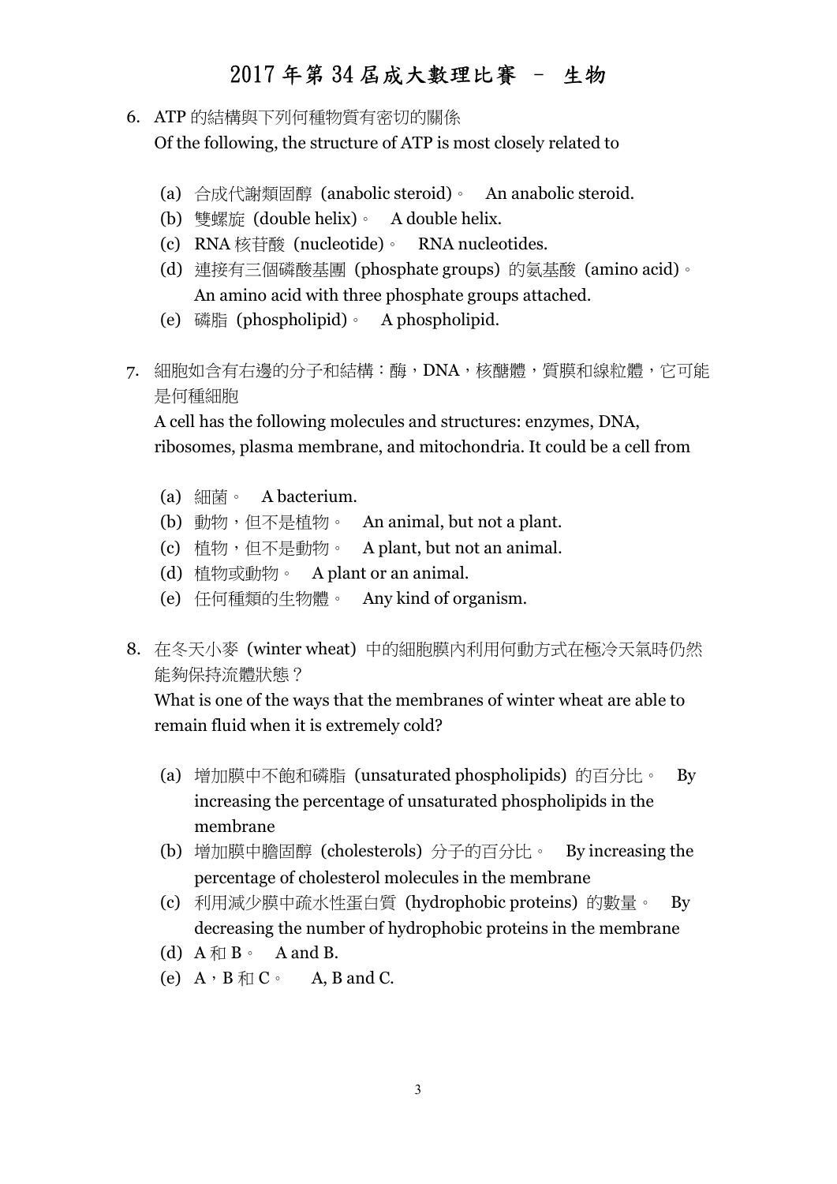6. ATP 的結構與下列何種物質有密切的關係
   Of the following, the structure of ATP is most closely related to

   (a) 合成代謝類固醇 (anabolic steroid)。 An anabolic steroid.
   (b) 雙螺旋 (double helix)。 A double helix.
   (c) RNA 核苷酸 (nucleotide)。 RNA nucleotides.
   (d) 連接有三個磷酸基團 (phosphate groups) 的氨基酸 (amino acid)。 An amino acid with three phosphate groups attached.
   (e) 磷脂 (phospholipid)。 A phospholipid.

7. 細胞如含有右邊的分子和結構：酶，DNA，核醣體，質膜和線粒體，它可能是何種細胞
   A cell has the following molecules and structures: enzymes, DNA, ribosomes, plasma membrane, and mitochondria. It could be a cell from

   (a) 細菌。 A bacterium.
   (b) 動物，但不是植物。 An animal, but not a plant.
   (c) 植物，但不是動物。 A plant, but not an animal.
   (d) 植物或動物。 A plant or an animal.
   (e) 任何種類的生物體。 Any kind of organism.

8. 在冬天小麥 (winter wheat) 中的細胞膜內利用何動方式在極冷天氣時仍然能夠保持流體狀態？
   What is one of the ways that the membranes of winter wheat are able to remain fluid when it is extremely cold?

   (a) 增加膜中不飽和磷脂 (unsaturated phospholipids) 的百分比。 By increasing the percentage of unsaturated phospholipids in the membrane
   (b) 增加膜中膽固醇 (cholesterols) 分子的百分比。 By increasing the percentage of cholesterol molecules in the membrane
   (c) 利用減少膜中疏水性蛋白質 (hydrophobic proteins) 的數量。 By decreasing the number of hydrophobic proteins in the membrane
   (d) A 和 B。 A and B.
   (e) A，B 和 C。 A, B and C.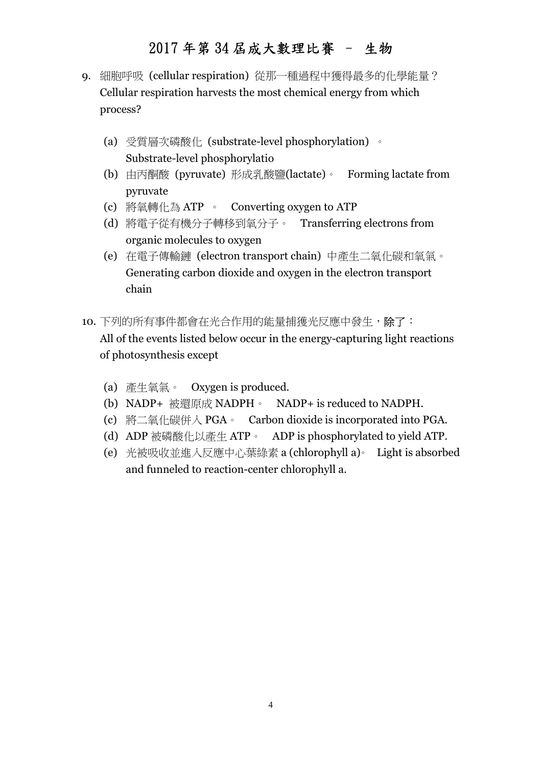9. 細胞呼吸 (cellular respiration) 從那一種過程中獲得最多的化學能量？
   Cellular respiration harvests the most chemical energy from which process?

   (a) 受質層次磷酸化 (substrate-level phosphorylation) 。
       Substrate-level phosphorylatio
   (b) 由丙酮酸 (pyruvate) 形成乳酸鹽(lactate)。 Forming lactate from pyruvate
   (c) 將氧轉化為 ATP 。 Converting oxygen to ATP
   (d) 將電子從有機分子轉移到氧分子。 Transferring electrons from organic molecules to oxygen
   (e) 在電子傳輸鏈 (electron transport chain) 中產生二氧化碳和氧氣。
       Generating carbon dioxide and oxygen in the electron transport chain

10. 下列的所有事件都會在光合作用的能量捕獲光反應中發生，除了：
    All of the events listed below occur in the energy-capturing light reactions of photosynthesis except

    (a) 產生氧氣。 Oxygen is produced.
    (b) NADP+ 被還原成 NADPH。 NADP+ is reduced to NADPH.
    (c) 將二氧化碳併入 PGA。 Carbon dioxide is incorporated into PGA.
    (d) ADP 被磷酸化以產生 ATP。 ADP is phosphorylated to yield ATP.
    (e) 光被吸收並進入反應中心葉綠素 a (chlorophyll a)。 Light is absorbed and funneled to reaction-center chlorophyll a.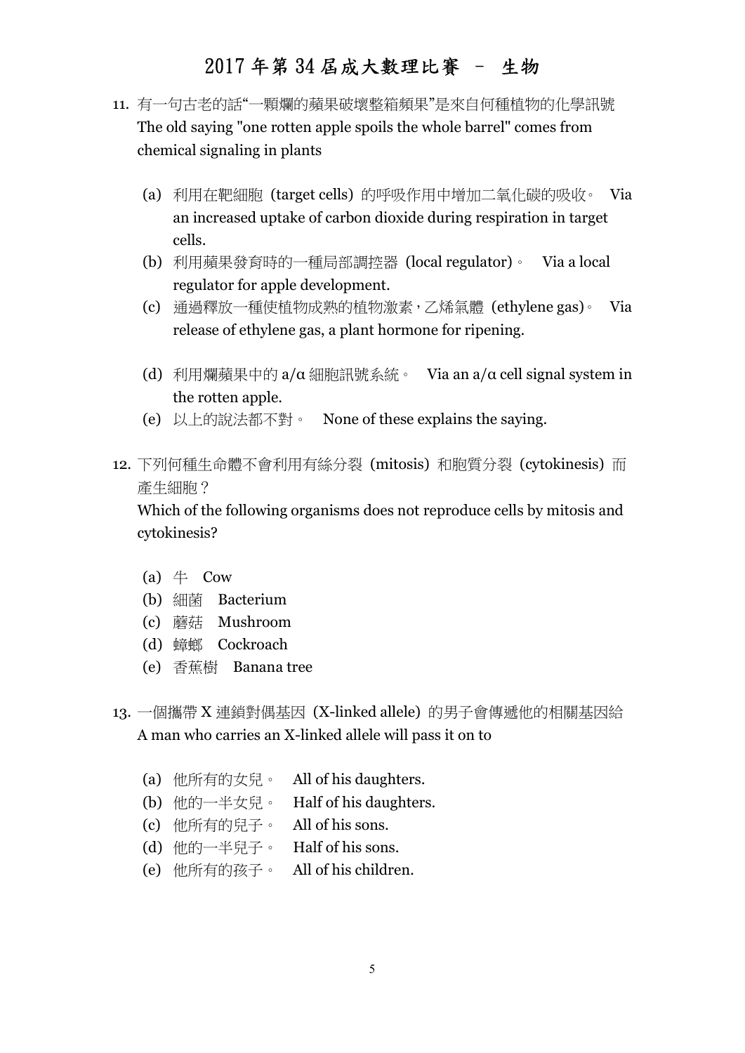11. 有一句古老的話"一顆爛的蘋果破壞整箱蘋果"是來自何種植物的化學訊號
The old saying "one rotten apple spoils the whole barrel" comes from chemical signaling in plants

    (a) 利用在靶細胞 (target cells) 的呼吸作用中增加二氧化碳的吸收。 Via an increased uptake of carbon dioxide during respiration in target cells.
    (b) 利用蘋果發育時的一種局部調控器 (local regulator)。 Via a local regulator for apple development.
    (c) 通過釋放一種使植物成熟的植物激素，乙烯氣體 (ethylene gas)。 Via release of ethylene gas, a plant hormone for ripening.
    (d) 利用爛蘋果中的 a/α 細胞訊號系統。 Via an a/α cell signal system in the rotten apple.
    (e) 以上的說法都不對。 None of these explains the saying.

12. 下列何種生命體不會利用有絲分裂 (mitosis) 和胞質分裂 (cytokinesis) 而產生細胞？
Which of the following organisms does not reproduce cells by mitosis and cytokinesis?

    (a) 牛 Cow
    (b) 細菌 Bacterium
    (c) 蘑菇 Mushroom
    (d) 蟑螂 Cockroach
    (e) 香蕉樹 Banana tree

13. 一個攜帶 X 連鎖對偶基因 (X-linked allele) 的男子會傳遞他的相關基因給
A man who carries an X-linked allele will pass it on to

    (a) 他所有的女兒。 All of his daughters.
    (b) 他的一半女兒。 Half of his daughters.
    (c) 他所有的兒子。 All of his sons.
    (d) 他的一半兒子。 Half of his sons.
    (e) 他所有的孩子。 All of his children.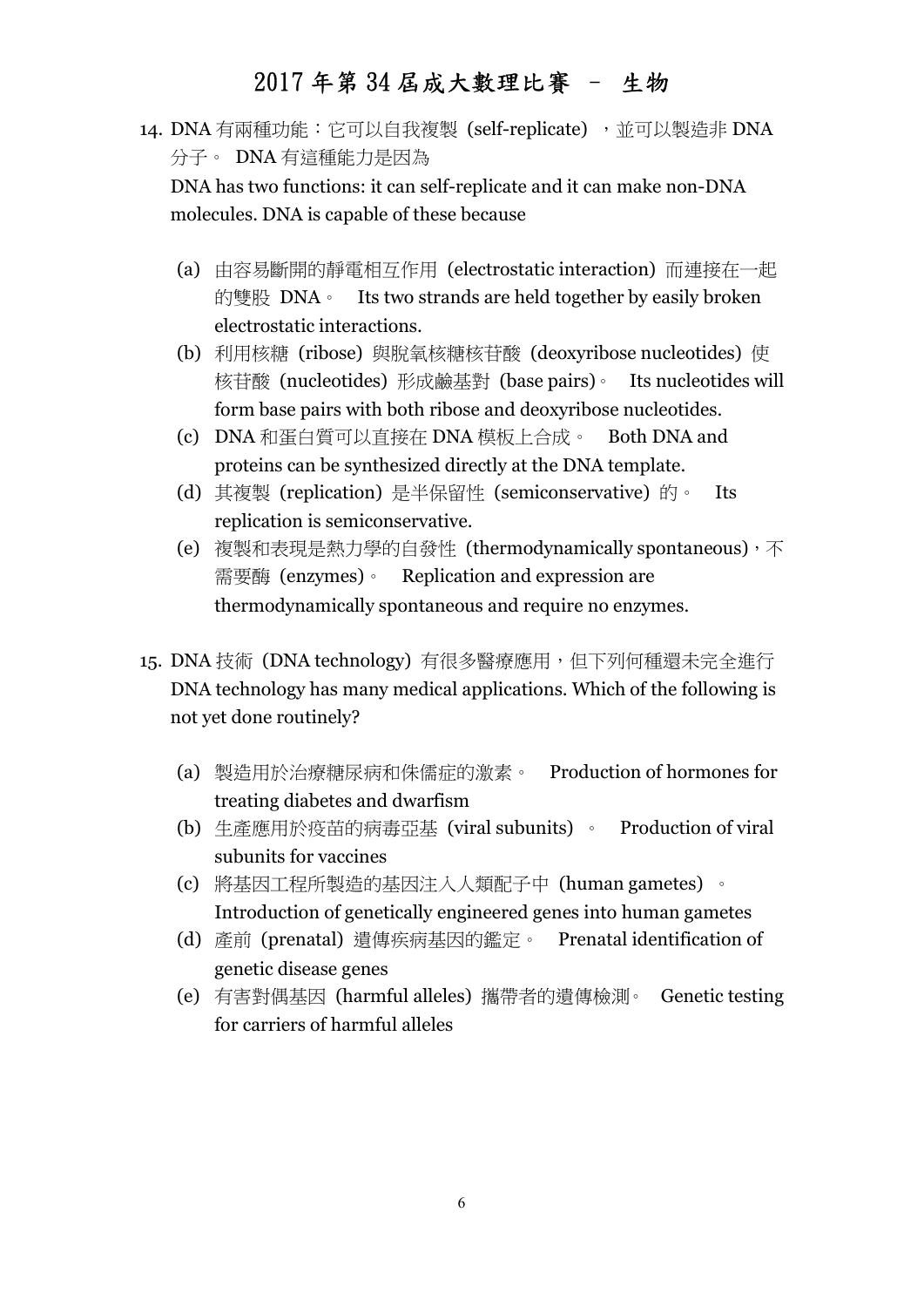14. DNA 有兩種功能：它可以自我複製 (self-replicate) ，並可以製造非 DNA 分子。 DNA 有這種能力是因為

    DNA has two functions: it can self-replicate and it can make non-DNA molecules. DNA is capable of these because

    (a) 由容易斷開的靜電相互作用 (electrostatic interaction) 而連接在一起的雙股 DNA。 Its two strands are held together by easily broken electrostatic interactions.
    (b) 利用核糖 (ribose) 與脫氧核糖核苷酸 (deoxyribose nucleotides) 使核苷酸 (nucleotides) 形成鹼基對 (base pairs)。 Its nucleotides will form base pairs with both ribose and deoxyribose nucleotides.
    (c) DNA 和蛋白質可以直接在 DNA 模板上合成。 Both DNA and proteins can be synthesized directly at the DNA template.
    (d) 其複製 (replication) 是半保留性 (semiconservative) 的。 Its replication is semiconservative.
    (e) 複製和表現是熱力學的自發性 (thermodynamically spontaneous)，不需要酶 (enzymes)。 Replication and expression are thermodynamically spontaneous and require no enzymes.

15. DNA 技術 (DNA technology) 有很多醫療應用，但下列何種還未完全進行

    DNA technology has many medical applications. Which of the following is not yet done routinely?

    (a) 製造用於治療糖尿病和侏儒症的激素。 Production of hormones for treating diabetes and dwarfism
    (b) 生產應用於疫苗的病毒亞基 (viral subunits) 。 Production of viral subunits for vaccines
    (c) 將基因工程所製造的基因注入人類配子中 (human gametes) 。 Introduction of genetically engineered genes into human gametes
    (d) 產前 (prenatal) 遺傳疾病基因的鑑定。 Prenatal identification of genetic disease genes
    (e) 有害對偶基因 (harmful alleles) 攜帶者的遺傳檢測。 Genetic testing for carriers of harmful alleles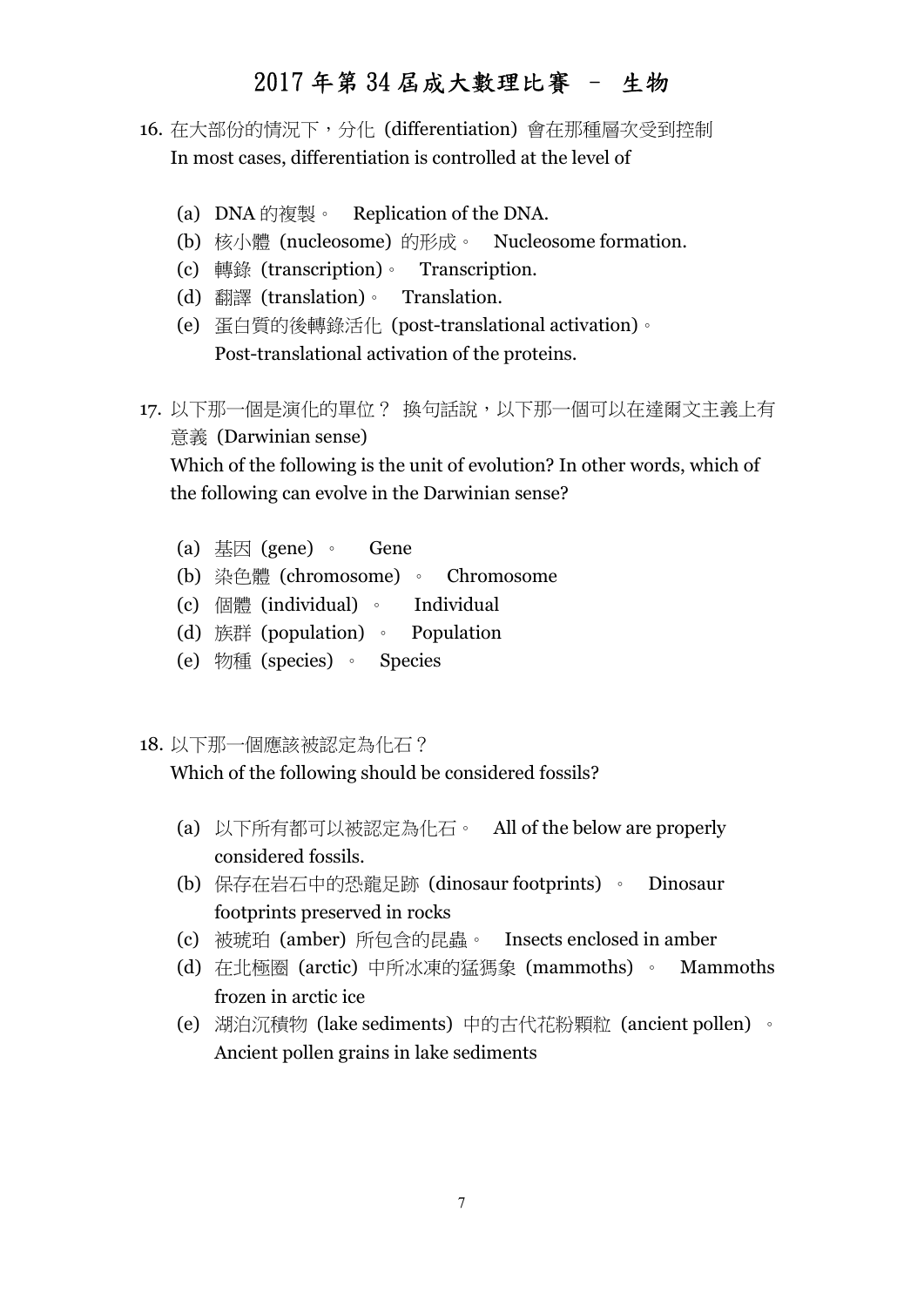16. 在大部份的情況下，分化 (differentiation) 會在那種層次受到控制
In most cases, differentiation is controlled at the level of

(a) DNA 的複製。 Replication of the DNA.
(b) 核小體 (nucleosome) 的形成。 Nucleosome formation.
(c) 轉錄 (transcription)。 Transcription.
(d) 翻譯 (translation)。 Translation.
(e) 蛋白質的後轉錄活化 (post-translational activation)。
Post-translational activation of the proteins.

17. 以下那一個是演化的單位？ 換句話說，以下那一個可以在達爾文主義上有意義 (Darwinian sense)
Which of the following is the unit of evolution? In other words, which of the following can evolve in the Darwinian sense?

(a) 基因 (gene) 。 Gene
(b) 染色體 (chromosome) 。 Chromosome
(c) 個體 (individual) 。 Individual
(d) 族群 (population) 。 Population
(e) 物種 (species) 。 Species

18. 以下那一個應該被認定為化石？
Which of the following should be considered fossils?

(a) 以下所有都可以被認定為化石。 All of the below are properly considered fossils.
(b) 保存在岩石中的恐龍足跡 (dinosaur footprints) 。 Dinosaur footprints preserved in rocks
(c) 被琥珀 (amber) 所包含的昆蟲。 Insects enclosed in amber
(d) 在北極圈 (arctic) 中所冰凍的猛獁象 (mammoths) 。 Mammoths frozen in arctic ice
(e) 湖泊沉積物 (lake sediments) 中的古代花粉顆粒 (ancient pollen) 。 Ancient pollen grains in lake sediments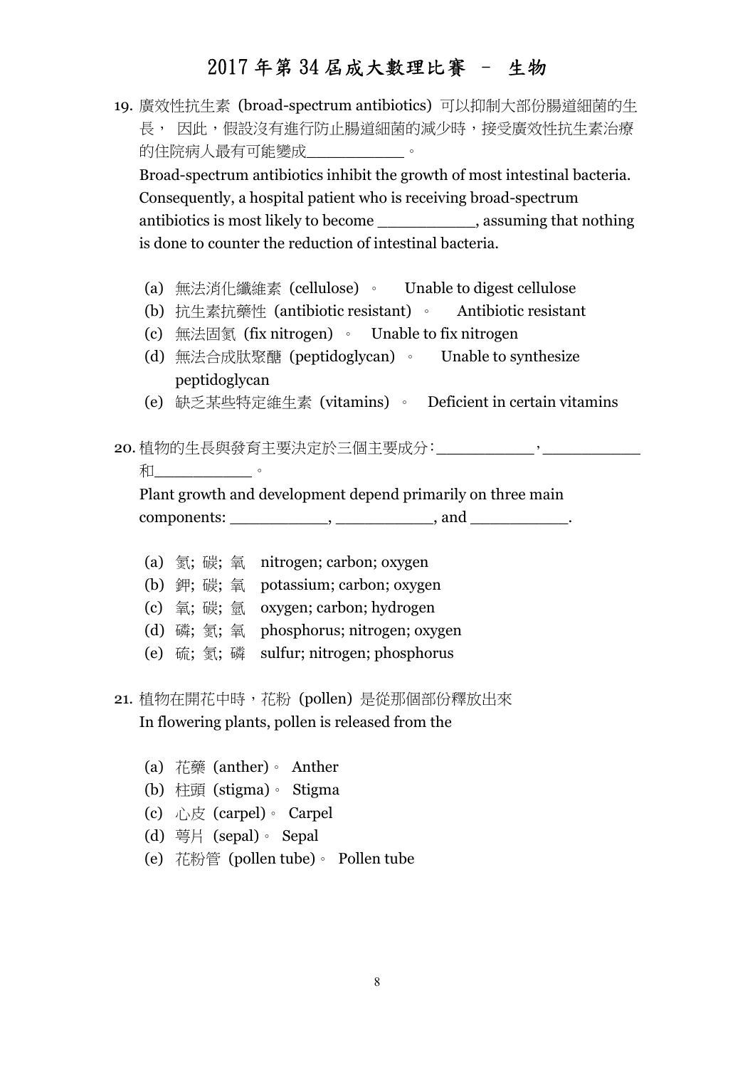19. 廣效性抗生素 (broad-spectrum antibiotics) 可以抑制大部份腸道細菌的生長， 因此，假設沒有進行防止腸道細菌的減少時，接受廣效性抗生素治療的住院病人最有可能變成__________。

    Broad-spectrum antibiotics inhibit the growth of most intestinal bacteria. Consequently, a hospital patient who is receiving broad-spectrum antibiotics is most likely to become __________, assuming that nothing is done to counter the reduction of intestinal bacteria.

    (a) 無法消化纖維素 (cellulose) 。 Unable to digest cellulose
    (b) 抗生素抗藥性 (antibiotic resistant) 。 Antibiotic resistant
    (c) 無法固氮 (fix nitrogen) 。 Unable to fix nitrogen
    (d) 無法合成肽聚醣 (peptidoglycan) 。 Unable to synthesize peptidoglycan
    (e) 缺乏某些特定維生素 (vitamins) 。 Deficient in certain vitamins

20. 植物的生長與發育主要決定於三個主要成分：__________，__________ 和__________。

    Plant growth and development depend primarily on three main components: __________, __________, and __________.

    (a) 氮; 碳; 氧 nitrogen; carbon; oxygen
    (b) 鉀; 碳; 氧 potassium; carbon; oxygen
    (c) 氧; 碳; 氫 oxygen; carbon; hydrogen
    (d) 磷; 氮; 氧 phosphorus; nitrogen; oxygen
    (e) 硫; 氮; 磷 sulfur; nitrogen; phosphorus

21. 植物在開花中時，花粉 (pollen) 是從那個部份釋放出來

    In flowering plants, pollen is released from the

    (a) 花藥 (anther)。 Anther
    (b) 柱頭 (stigma)。 Stigma
    (c) 心皮 (carpel)。 Carpel
    (d) 萼片 (sepal)。 Sepal
    (e) 花粉管 (pollen tube)。 Pollen tube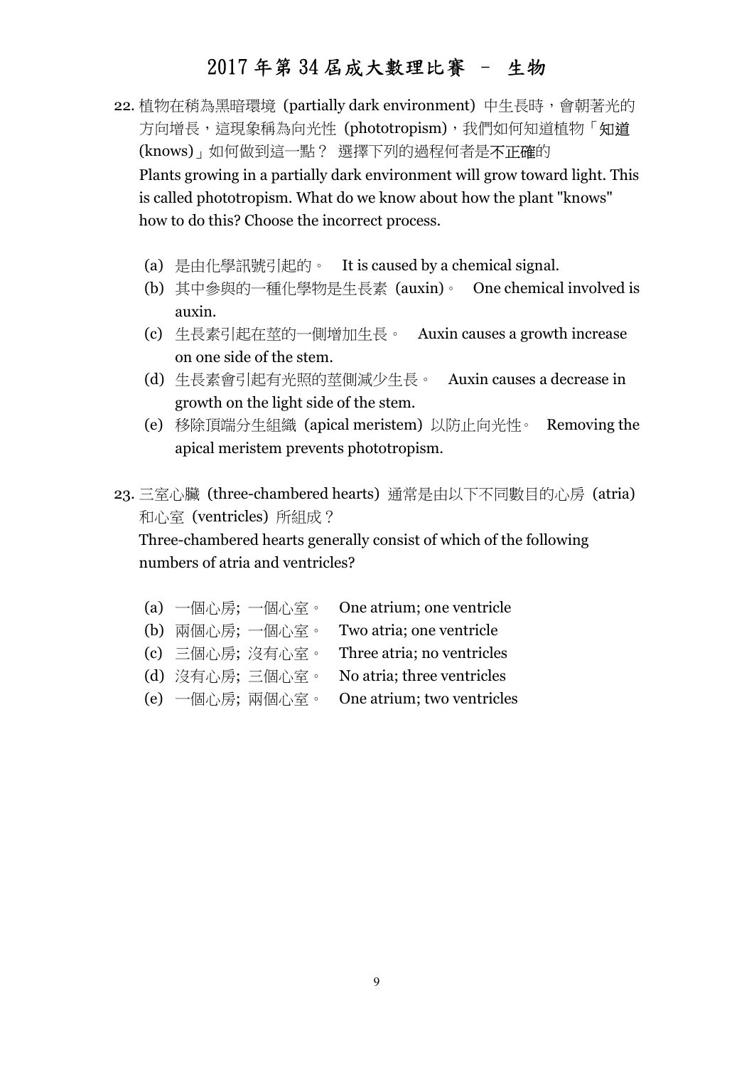22. 植物在稍為黑暗環境 (partially dark environment) 中生長時，會朝著光的方向增長，這現象稱為向光性 (phototropism)，我們如何知道植物「知道 (knows)」如何做到這一點？ 選擇下列的過程何者是不正確的
Plants growing in a partially dark environment will grow toward light. This is called phototropism. What do we know about how the plant "knows" how to do this? Choose the incorrect process.

   (a) 是由化學訊號引起的。 It is caused by a chemical signal.
   (b) 其中參與的一種化學物是生長素 (auxin)。 One chemical involved is auxin.
   (c) 生長素引起在莖的一側增加生長。 Auxin causes a growth increase on one side of the stem.
   (d) 生長素會引起有光照的莖側減少生長。 Auxin causes a decrease in growth on the light side of the stem.
   (e) 移除頂端分生組織 (apical meristem) 以防止向光性。 Removing the apical meristem prevents phototropism.

23. 三室心臟 (three-chambered hearts) 通常是由以下不同數目的心房 (atria) 和心室 (ventricles) 所組成？
Three-chambered hearts generally consist of which of the following numbers of atria and ventricles?

   (a) 一個心房; 一個心室。 One atrium; one ventricle
   (b) 兩個心房; 一個心室。 Two atria; one ventricle
   (c) 三個心房; 沒有心室。 Three atria; no ventricles
   (d) 沒有心房; 三個心室。 No atria; three ventricles
   (e) 一個心房; 兩個心室。 One atrium; two ventricles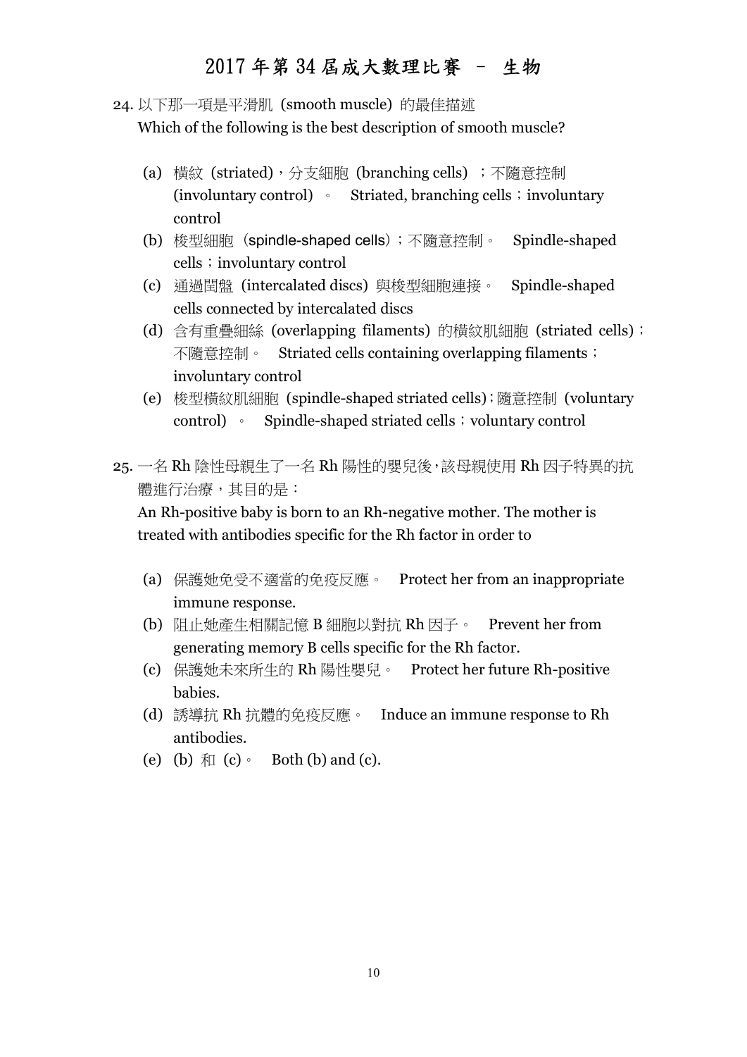24. 以下那一項是平滑肌 (smooth muscle) 的最佳描述
    Which of the following is the best description of smooth muscle?

    (a) 橫紋 (striated)，分支細胞 (branching cells) ；不隨意控制 (involuntary control) 。 Striated, branching cells；involuntary control
    (b) 梭型細胞 (spindle-shaped cells)；不隨意控制。 Spindle-shaped cells；involuntary control
    (c) 通過間盤 (intercalated discs) 與梭型細胞連接。 Spindle-shaped cells connected by intercalated discs
    (d) 含有重疊細絲 (overlapping filaments) 的橫紋肌細胞 (striated cells)；不隨意控制。 Striated cells containing overlapping filaments；involuntary control
    (e) 梭型橫紋肌細胞 (spindle-shaped striated cells)；隨意控制 (voluntary control) 。 Spindle-shaped striated cells；voluntary control

25. 一名 Rh 陰性母親生了一名 Rh 陽性的嬰兒後，該母親使用 Rh 因子特異的抗體進行治療，其目的是：
    An Rh-positive baby is born to an Rh-negative mother. The mother is treated with antibodies specific for the Rh factor in order to

    (a) 保護她免受不適當的免疫反應。 Protect her from an inappropriate immune response.
    (b) 阻止她產生相關記憶 B 細胞以對抗 Rh 因子。 Prevent her from generating memory B cells specific for the Rh factor.
    (c) 保護她未來所生的 Rh 陽性嬰兒。 Protect her future Rh-positive babies.
    (d) 誘導抗 Rh 抗體的免疫反應。 Induce an immune response to Rh antibodies.
    (e) (b) 和 (c)。 Both (b) and (c).